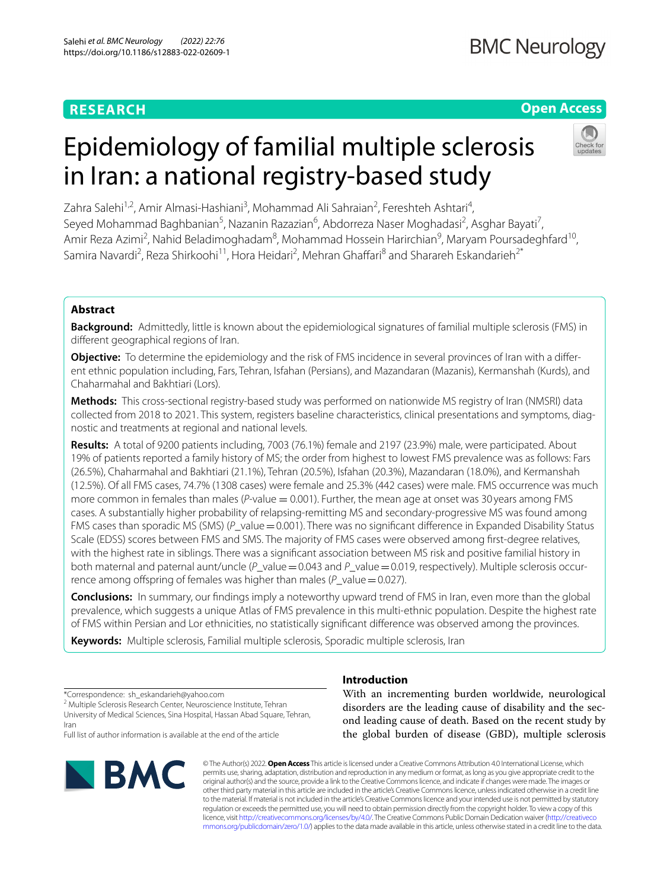**RESEARCH** **Open Access**

# Epidemiology of familial multiple sclerosis in Iran: a national registry-based study

Zahra Salehi[1,2], Amir Almasi-Hashiani[3], Mohammad Ali Sahraian[2], Fereshteh Ashtari[4], Seyed Mohammad Baghbanian[5], Nazanin Razazian[6], Abdorreza Naser Moghadasi[2], Asghar Bayati[7], Amir Reza Azimi[2], Nahid Beladimoghadam[8], Mohammad Hossein Harirchian[9], Maryam Poursadeghfard[10], Samira Navardi[2], Reza Shirkoohi[11], Hora Heidari[2], Mehran Ghaffari[8] and Sharareh Eskandarieh[2*]

## Abstract

**Background:** Admittedly, little is known about the epidemiological signatures of familial multiple sclerosis (FMS) in different geographical regions of Iran.

**Objective:** To determine the epidemiology and the risk of FMS incidence in several provinces of Iran with a different ethnic population including, Fars, Tehran, Isfahan (Persians), and Mazandaran (Mazanis), Kermanshah (Kurds), and Chaharmahal and Bakhtiari (Lors).

**Methods:** This cross-sectional registry-based study was performed on nationwide MS registry of Iran (NMSRI) data collected from 2018 to 2021. This system, registers baseline characteristics, clinical presentations and symptoms, diagnostic and treatments at regional and national levels.

**Results:** A total of 9200 patients including, 7003 (76.1%) female and 2197 (23.9%) male, were participated. About 19% of patients reported a family history of MS; the order from highest to lowest FMS prevalence was as follows: Fars (26.5%), Chaharmahal and Bakhtiari (21.1%), Tehran (20.5%), Isfahan (20.3%), Mazandaran (18.0%), and Kermanshah (12.5%). Of all FMS cases, 74.7% (1308 cases) were female and 25.3% (442 cases) were male. FMS occurrence was much more common in females than males (*P*-value = 0.001). Further, the mean age at onset was 30 years among FMS cases. A substantially higher probability of relapsing-remitting MS and secondary-progressive MS was found among FMS cases than sporadic MS (SMS) (*P*_value = 0.001). There was no significant difference in Expanded Disability Status Scale (EDSS) scores between FMS and SMS. The majority of FMS cases were observed among first-degree relatives, with the highest rate in siblings. There was a significant association between MS risk and positive familial history in both maternal and paternal aunt/uncle (*P*_value = 0.043 and *P*_value = 0.019, respectively). Multiple sclerosis occurrence among offspring of females was higher than males (*P*_value = 0.027).

**Conclusions:** In summary, our findings imply a noteworthy upward trend of FMS in Iran, even more than the global prevalence, which suggests a unique Atlas of FMS prevalence in this multi-ethnic population. Despite the highest rate of FMS within Persian and Lor ethnicities, no statistically significant difference was observed among the provinces.

**Keywords:** Multiple sclerosis, Familial multiple sclerosis, Sporadic multiple sclerosis, Iran

*Correspondence: sh_eskandarieh@yahoo.com

[2] Multiple Sclerosis Research Center, Neuroscience Institute, Tehran University of Medical Sciences, Sina Hospital, Hassan Abad Square, Tehran, Iran

Full list of author information is available at the end of the article

## Introduction

With an incrementing burden worldwide, neurological disorders are the leading cause of disability and the second leading cause of death. Based on the recent study by the global burden of disease (GBD), multiple sclerosis

© The Author(s) 2022. **Open Access** This article is licensed under a Creative Commons Attribution 4.0 International License, which permits use, sharing, adaptation, distribution and reproduction in any medium or format, as long as you give appropriate credit to the original author(s) and the source, provide a link to the Creative Commons licence, and indicate if changes were made. The images or other third party material in this article are included in the article's Creative Commons licence, unless indicated otherwise in a credit line to the material. If material is not included in the article's Creative Commons licence and your intended use is not permitted by statutory regulation or exceeds the permitted use, you will need to obtain permission directly from the copyright holder. To view a copy of this licence, visit http://creativecommons.org/licenses/by/4.0/. The Creative Commons Public Domain Dedication waiver (http://creativecommons.org/publicdomain/zero/1.0/) applies to the data made available in this article, unless otherwise stated in a credit line to the data.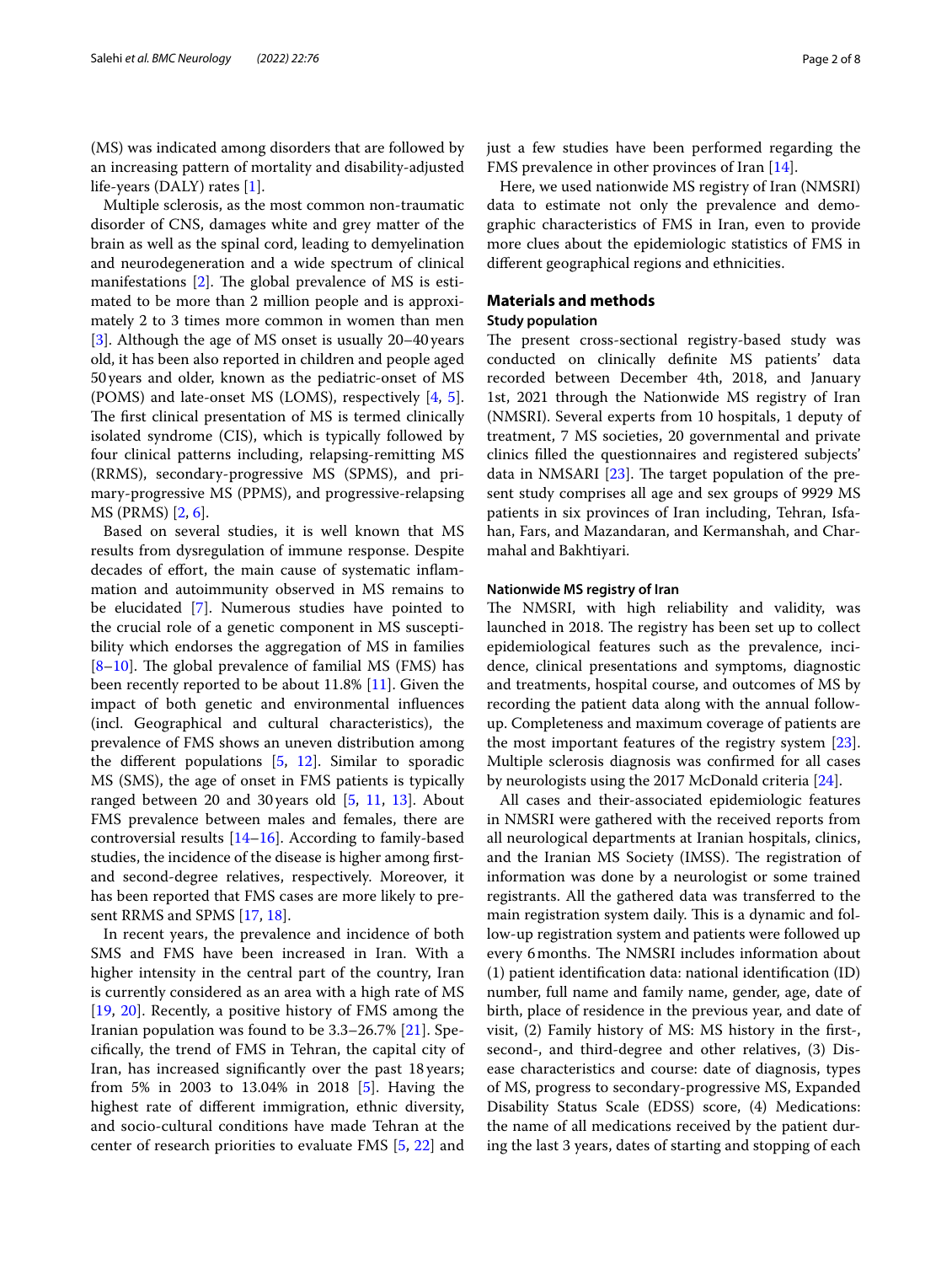(MS) was indicated among disorders that are followed by an increasing pattern of mortality and disability-adjusted life-years (DALY) rates [1].

Multiple sclerosis, as the most common non-traumatic disorder of CNS, damages white and grey matter of the brain as well as the spinal cord, leading to demyelination and neurodegeneration and a wide spectrum of clinical manifestations [2]. The global prevalence of MS is estimated to be more than 2 million people and is approximately 2 to 3 times more common in women than men [3]. Although the age of MS onset is usually 20–40 years old, it has been also reported in children and people aged 50 years and older, known as the pediatric-onset of MS (POMS) and late-onset MS (LOMS), respectively [4, 5]. The first clinical presentation of MS is termed clinically isolated syndrome (CIS), which is typically followed by four clinical patterns including, relapsing-remitting MS (RRMS), secondary-progressive MS (SPMS), and primary-progressive MS (PPMS), and progressive-relapsing MS (PRMS) [2, 6].

Based on several studies, it is well known that MS results from dysregulation of immune response. Despite decades of effort, the main cause of systematic inflammation and autoimmunity observed in MS remains to be elucidated [7]. Numerous studies have pointed to the crucial role of a genetic component in MS susceptibility which endorses the aggregation of MS in families [8–10]. The global prevalence of familial MS (FMS) has been recently reported to be about 11.8% [11]. Given the impact of both genetic and environmental influences (incl. Geographical and cultural characteristics), the prevalence of FMS shows an uneven distribution among the different populations [5, 12]. Similar to sporadic MS (SMS), the age of onset in FMS patients is typically ranged between 20 and 30 years old [5, 11, 13]. About FMS prevalence between males and females, there are controversial results [14–16]. According to family-based studies, the incidence of the disease is higher among first- and second-degree relatives, respectively. Moreover, it has been reported that FMS cases are more likely to present RRMS and SPMS [17, 18].

In recent years, the prevalence and incidence of both SMS and FMS have been increased in Iran. With a higher intensity in the central part of the country, Iran is currently considered as an area with a high rate of MS [19, 20]. Recently, a positive history of FMS among the Iranian population was found to be 3.3–26.7% [21]. Specifically, the trend of FMS in Tehran, the capital city of Iran, has increased significantly over the past 18 years; from 5% in 2003 to 13.04% in 2018 [5]. Having the highest rate of different immigration, ethnic diversity, and socio-cultural conditions have made Tehran at the center of research priorities to evaluate FMS [5, 22] and just a few studies have been performed regarding the FMS prevalence in other provinces of Iran [14].

Here, we used nationwide MS registry of Iran (NMSRI) data to estimate not only the prevalence and demographic characteristics of FMS in Iran, even to provide more clues about the epidemiologic statistics of FMS in different geographical regions and ethnicities.

## Materials and methods

### Study population

The present cross-sectional registry-based study was conducted on clinically definite MS patients' data recorded between December 4th, 2018, and January 1st, 2021 through the Nationwide MS registry of Iran (NMSRI). Several experts from 10 hospitals, 1 deputy of treatment, 7 MS societies, 20 governmental and private clinics filled the questionnaires and registered subjects' data in NMSARI [23]. The target population of the present study comprises all age and sex groups of 9929 MS patients in six provinces of Iran including, Tehran, Isfahan, Fars, and Mazandaran, and Kermanshah, and Charmahal and Bakhtiyari.

### Nationwide MS registry of Iran

The NMSRI, with high reliability and validity, was launched in 2018. The registry has been set up to collect epidemiological features such as the prevalence, incidence, clinical presentations and symptoms, diagnostic and treatments, hospital course, and outcomes of MS by recording the patient data along with the annual follow-up. Completeness and maximum coverage of patients are the most important features of the registry system [23]. Multiple sclerosis diagnosis was confirmed for all cases by neurologists using the 2017 McDonald criteria [24].

All cases and their-associated epidemiologic features in NMSRI were gathered with the received reports from all neurological departments at Iranian hospitals, clinics, and the Iranian MS Society (IMSS). The registration of information was done by a neurologist or some trained registrants. All the gathered data was transferred to the main registration system daily. This is a dynamic and follow-up registration system and patients were followed up every 6 months. The NMSRI includes information about (1) patient identification data: national identification (ID) number, full name and family name, gender, age, date of birth, place of residence in the previous year, and date of visit, (2) Family history of MS: MS history in the first-, second-, and third-degree and other relatives, (3) Disease characteristics and course: date of diagnosis, types of MS, progress to secondary-progressive MS, Expanded Disability Status Scale (EDSS) score, (4) Medications: the name of all medications received by the patient during the last 3 years, dates of starting and stopping of each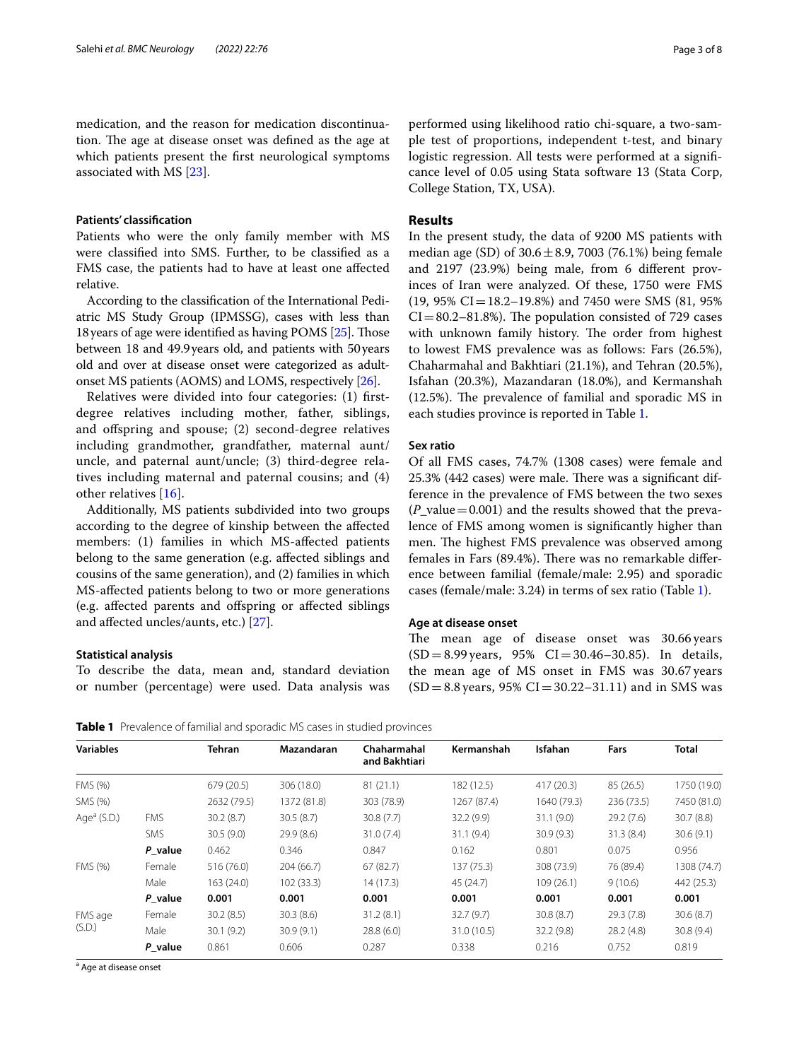medication, and the reason for medication discontinuation. The age at disease onset was defined as the age at which patients present the first neurological symptoms associated with MS [23].

### Patients' classification

Patients who were the only family member with MS were classified into SMS. Further, to be classified as a FMS case, the patients had to have at least one affected relative.

According to the classification of the International Pediatric MS Study Group (IPMSSG), cases with less than 18 years of age were identified as having POMS [25]. Those between 18 and 49.9 years old, and patients with 50 years old and over at disease onset were categorized as adult-onset MS patients (AOMS) and LOMS, respectively [26].

Relatives were divided into four categories: (1) first-degree relatives including mother, father, siblings, and offspring and spouse; (2) second-degree relatives including grandmother, grandfather, maternal aunt/uncle, and paternal aunt/uncle; (3) third-degree relatives including maternal and paternal cousins; and (4) other relatives [16].

Additionally, MS patients subdivided into two groups according to the degree of kinship between the affected members: (1) families in which MS-affected patients belong to the same generation (e.g. affected siblings and cousins of the same generation), and (2) families in which MS-affected patients belong to two or more generations (e.g. affected parents and offspring or affected siblings and affected uncles/aunts, etc.) [27].

### Statistical analysis

To describe the data, mean and, standard deviation or number (percentage) were used. Data analysis was performed using likelihood ratio chi-square, a two-sample test of proportions, independent t-test, and binary logistic regression. All tests were performed at a significance level of 0.05 using Stata software 13 (Stata Corp, College Station, TX, USA).

## Results

In the present study, the data of 9200 MS patients with median age (SD) of $30.6 \pm 8.9$, 7003 (76.1%) being female and 2197 (23.9%) being male, from 6 different provinces of Iran were analyzed. Of these, 1750 were FMS (19, 95% CI = 18.2–19.8%) and 7450 were SMS (81, 95% CI = 80.2–81.8%). The population consisted of 729 cases with unknown family history. The order from highest to lowest FMS prevalence was as follows: Fars (26.5%), Chaharmahal and Bakhtiari (21.1%), and Tehran (20.5%), Isfahan (20.3%), Mazandaran (18.0%), and Kermanshah (12.5%). The prevalence of familial and sporadic MS in each studies province is reported in Table 1.

### Sex ratio

Of all FMS cases, 74.7% (1308 cases) were female and 25.3% (442 cases) were male. There was a significant difference in the prevalence of FMS between the two sexes (*P*_value = 0.001) and the results showed that the prevalence of FMS among women is significantly higher than men. The highest FMS prevalence was observed among females in Fars (89.4%). There was no remarkable difference between familial (female/male: 2.95) and sporadic cases (female/male: 3.24) in terms of sex ratio (Table 1).

### Age at disease onset

The mean age of disease onset was 30.66 years (SD = 8.99 years, 95% CI = 30.46–30.85). In details, the mean age of MS onset in FMS was 30.67 years (SD = 8.8 years, 95% CI = 30.22–31.11) and in SMS was

**Table 1** Prevalence of familial and sporadic MS cases in studied provinces

| Variables | | Tehran | Mazandaran | Chaharmahal and Bakhtiari | Kermanshah | Isfahan | Fars | Total |
|---|---|---|---|---|---|---|---|---|
| FMS (%) | | 679 (20.5) | 306 (18.0) | 81 (21.1) | 182 (12.5) | 417 (20.3) | 85 (26.5) | 1750 (19.0) |
| SMS (%) | | 2632 (79.5) | 1372 (81.8) | 303 (78.9) | 1267 (87.4) | 1640 (79.3) | 236 (73.5) | 7450 (81.0) |
| Age[a] (S.D.) | FMS | 30.2 (8.7) | 30.5 (8.7) | 30.8 (7.7) | 32.2 (9.9) | 31.1 (9.0) | 29.2 (7.6) | 30.7 (8.8) |
| | SMS | 30.5 (9.0) | 29.9 (8.6) | 31.0 (7.4) | 31.1 (9.4) | 30.9 (9.3) | 31.3 (8.4) | 30.6 (9.1) |
| | ***P*_value** | 0.462 | 0.346 | 0.847 | 0.162 | 0.801 | 0.075 | 0.956 |
| FMS (%) | Female | 516 (76.0) | 204 (66.7) | 67 (82.7) | 137 (75.3) | 308 (73.9) | 76 (89.4) | 1308 (74.7) |
| | Male | 163 (24.0) | 102 (33.3) | 14 (17.3) | 45 (24.7) | 109 (26.1) | 9 (10.6) | 442 (25.3) |
| | ***P*_value** | **0.001** | **0.001** | **0.001** | **0.001** | **0.001** | **0.001** | **0.001** |
| FMS age (S.D.) | Female | 30.2 (8.5) | 30.3 (8.6) | 31.2 (8.1) | 32.7 (9.7) | 30.8 (8.7) | 29.3 (7.8) | 30.6 (8.7) |
| | Male | 30.1 (9.2) | 30.9 (9.1) | 28.8 (6.0) | 31.0 (10.5) | 32.2 (9.8) | 28.2 (4.8) | 30.8 (9.4) |
| | ***P*_value** | 0.861 | 0.606 | 0.287 | 0.338 | 0.216 | 0.752 | 0.819 |

[a] Age at disease onset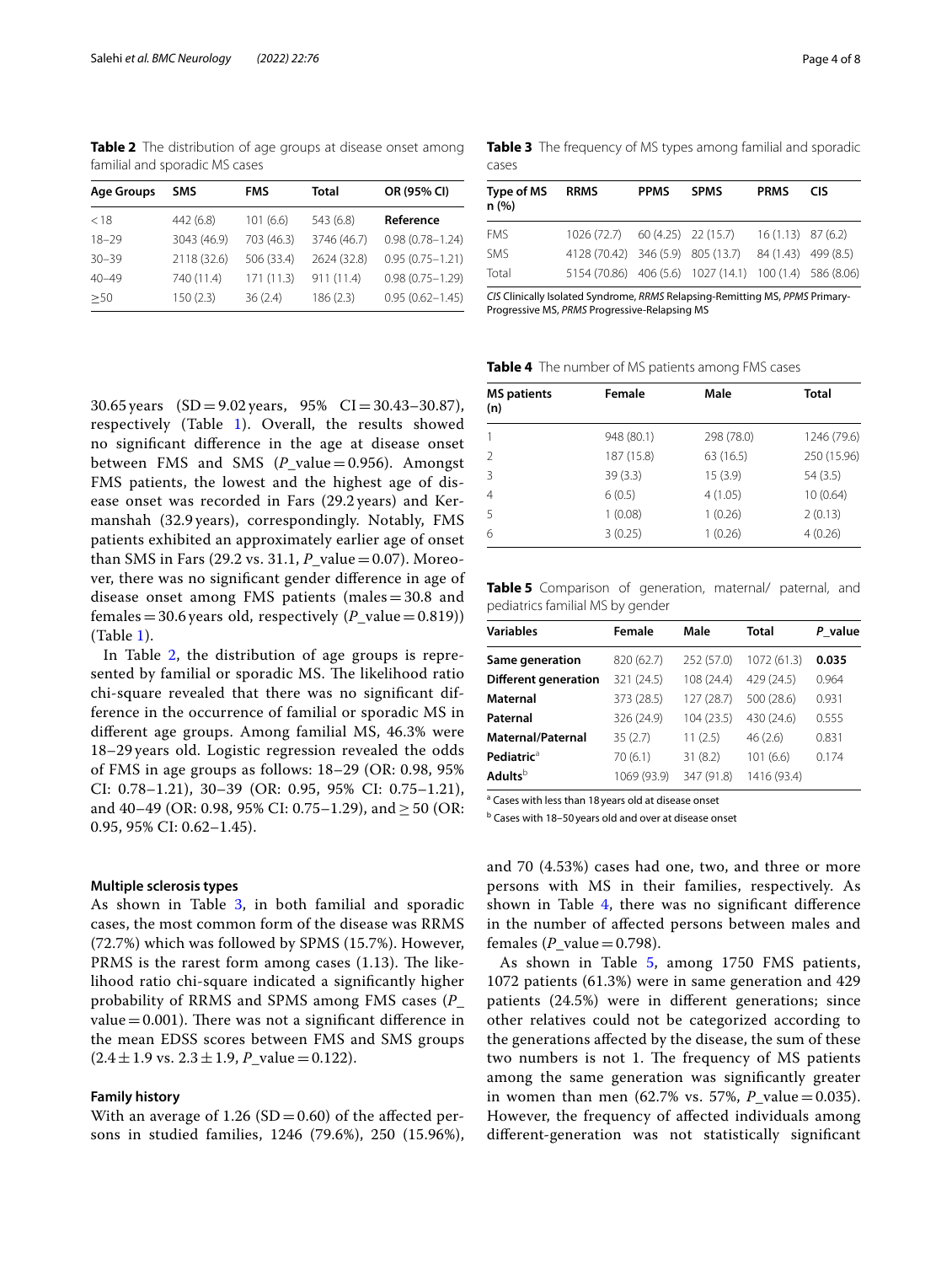**Table 2** The distribution of age groups at disease onset among familial and sporadic MS cases

| Age Groups | SMS | FMS | Total | OR (95% CI) |
|---|---|---|---|---|
| <18 | 442 (6.8) | 101 (6.6) | 543 (6.8) | **Reference** |
| 18–29 | 3043 (46.9) | 703 (46.3) | 3746 (46.7) | 0.98 (0.78–1.24) |
| 30–39 | 2118 (32.6) | 506 (33.4) | 2624 (32.8) | 0.95 (0.75–1.21) |
| 40–49 | 740 (11.4) | 171 (11.3) | 911 (11.4) | 0.98 (0.75–1.29) |
| ≥50 | 150 (2.3) | 36 (2.4) | 186 (2.3) | 0.95 (0.62–1.45) |

30.65 years (SD = 9.02 years, 95% CI = 30.43–30.87), respectively (Table 1). Overall, the results showed no significant difference in the age at disease onset between FMS and SMS (*P*_value = 0.956). Amongst FMS patients, the lowest and the highest age of disease onset was recorded in Fars (29.2 years) and Kermanshah (32.9 years), correspondingly. Notably, FMS patients exhibited an approximately earlier age of onset than SMS in Fars (29.2 vs. 31.1, *P*_value = 0.07). Moreover, there was no significant gender difference in age of disease onset among FMS patients (males = 30.8 and females = 30.6 years old, respectively (*P*_value = 0.819)) (Table 1).

In Table 2, the distribution of age groups is represented by familial or sporadic MS. The likelihood ratio chi-square revealed that there was no significant difference in the occurrence of familial or sporadic MS in different age groups. Among familial MS, 46.3% were 18–29 years old. Logistic regression revealed the odds of FMS in age groups as follows: 18–29 (OR: 0.98, 95% CI: 0.78–1.21), 30–39 (OR: 0.95, 95% CI: 0.75–1.21), and 40–49 (OR: 0.98, 95% CI: 0.75–1.29), and ≥ 50 (OR: 0.95, 95% CI: 0.62–1.45).

### Multiple sclerosis types

As shown in Table 3, in both familial and sporadic cases, the most common form of the disease was RRMS (72.7%) which was followed by SPMS (15.7%). However, PRMS is the rarest form among cases (1.13). The likelihood ratio chi-square indicated a significantly higher probability of RRMS and SPMS among FMS cases (*P*_value = 0.001). There was not a significant difference in the mean EDSS scores between FMS and SMS groups (2.4 ± 1.9 vs. 2.3 ± 1.9, *P*_value = 0.122).

### Family history

With an average of 1.26 (SD = 0.60) of the affected persons in studied families, 1246 (79.6%), 250 (15.96%), and 70 (4.53%) cases had one, two, and three or more persons with MS in their families, respectively. As shown in Table 4, there was no significant difference in the number of affected persons between males and females (*P*_value = 0.798).

As shown in Table 5, among 1750 FMS patients, 1072 patients (61.3%) were in same generation and 429 patients (24.5%) were in different generations; since other relatives could not be categorized according to the generations affected by the disease, the sum of these two numbers is not 1. The frequency of MS patients among the same generation was significantly greater in women than men (62.7% vs. 57%, *P*_value = 0.035). However, the frequency of affected individuals among different-generation was not statistically significant

**Table 3** The frequency of MS types among familial and sporadic cases

| Type of MS n (%) | RRMS | PPMS | SPMS | PRMS | CIS |
|---|---|---|---|---|---|
| FMS | 1026 (72.7) | 60 (4.25) | 22 (15.7) | 16 (1.13) | 87 (6.2) |
| SMS | 4128 (70.42) | 346 (5.9) | 805 (13.7) | 84 (1.43) | 499 (8.5) |
| Total | 5154 (70.86) | 406 (5.6) | 1027 (14.1) | 100 (1.4) | 586 (8.06) |

*CIS* Clinically Isolated Syndrome, *RRMS* Relapsing-Remitting MS, *PPMS* Primary-Progressive MS, *PRMS* Progressive-Relapsing MS

**Table 4** The number of MS patients among FMS cases

| MS patients (n) | Female | Male | Total |
|---|---|---|---|
| 1 | 948 (80.1) | 298 (78.0) | 1246 (79.6) |
| 2 | 187 (15.8) | 63 (16.5) | 250 (15.96) |
| 3 | 39 (3.3) | 15 (3.9) | 54 (3.5) |
| 4 | 6 (0.5) | 4 (1.05) | 10 (0.64) |
| 5 | 1 (0.08) | 1 (0.26) | 2 (0.13) |
| 6 | 3 (0.25) | 1 (0.26) | 4 (0.26) |

**Table 5** Comparison of generation, maternal/ paternal, and pediatrics familial MS by gender

| Variables | Female | Male | Total | P_value |
|---|---|---|---|---|
| **Same generation** | 820 (62.7) | 252 (57.0) | 1072 (61.3) | **0.035** |
| **Different generation** | 321 (24.5) | 108 (24.4) | 429 (24.5) | 0.964 |
| **Maternal** | 373 (28.5) | 127 (28.7) | 500 (28.6) | 0.931 |
| **Paternal** | 326 (24.9) | 104 (23.5) | 430 (24.6) | 0.555 |
| **Maternal/Paternal** | 35 (2.7) | 11 (2.5) | 46 (2.6) | 0.831 |
| **Pediatric**[a] | 70 (6.1) | 31 (8.2) | 101 (6.6) | 0.174 |
| **Adults**[b] | 1069 (93.9) | 347 (91.8) | 1416 (93.4) | |

[a] Cases with less than 18 years old at disease onset

[b] Cases with 18–50 years old and over at disease onset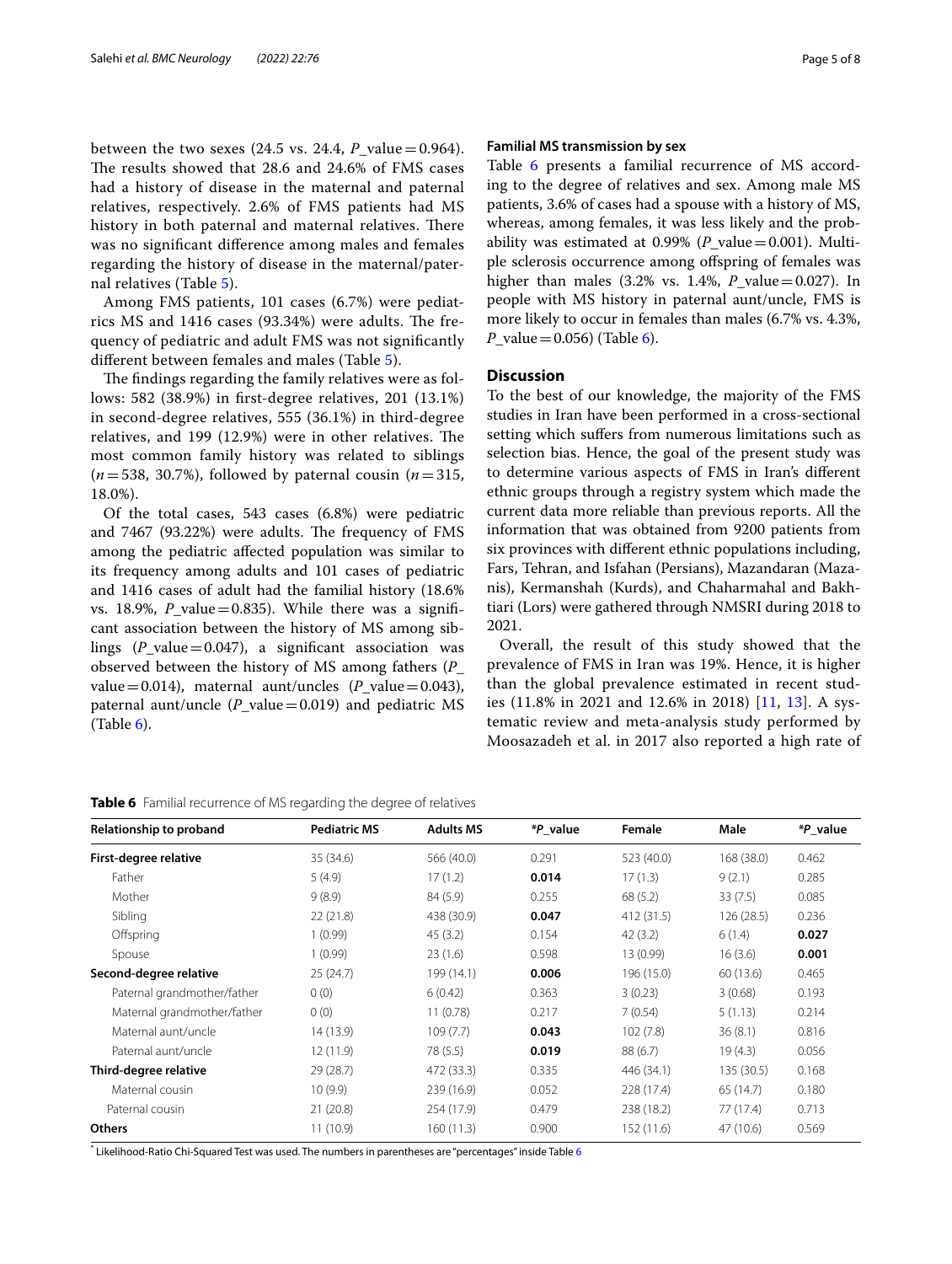between the two sexes (24.5 vs. 24.4, *P*_value = 0.964). The results showed that 28.6 and 24.6% of FMS cases had a history of disease in the maternal and paternal relatives, respectively. 2.6% of FMS patients had MS history in both paternal and maternal relatives. There was no significant difference among males and females regarding the history of disease in the maternal/paternal relatives (Table 5).

Among FMS patients, 101 cases (6.7%) were pediatrics MS and 1416 cases (93.34%) were adults. The frequency of pediatric and adult FMS was not significantly different between females and males (Table 5).

The findings regarding the family relatives were as follows: 582 (38.9%) in first-degree relatives, 201 (13.1%) in second-degree relatives, 555 (36.1%) in third-degree relatives, and 199 (12.9%) were in other relatives. The most common family history was related to siblings (*n* = 538, 30.7%), followed by paternal cousin (*n* = 315, 18.0%).

Of the total cases, 543 cases (6.8%) were pediatric and 7467 (93.22%) were adults. The frequency of FMS among the pediatric affected population was similar to its frequency among adults and 101 cases of pediatric and 1416 cases of adult had the familial history (18.6% vs. 18.9%, *P*_value = 0.835). While there was a significant association between the history of MS among siblings (*P*_value = 0.047), a significant association was observed between the history of MS among fathers (*P*_value = 0.014), maternal aunt/uncles (*P*_value = 0.043), paternal aunt/uncle (*P*_value = 0.019) and pediatric MS (Table 6).

### Familial MS transmission by sex

Table 6 presents a familial recurrence of MS according to the degree of relatives and sex. Among male MS patients, 3.6% of cases had a spouse with a history of MS, whereas, among females, it was less likely and the probability was estimated at 0.99% (*P*_value = 0.001). Multiple sclerosis occurrence among offspring of females was higher than males (3.2% vs. 1.4%, *P*_value = 0.027). In people with MS history in paternal aunt/uncle, FMS is more likely to occur in females than males (6.7% vs. 4.3%, *P*_value = 0.056) (Table 6).

## Discussion

To the best of our knowledge, the majority of the FMS studies in Iran have been performed in a cross-sectional setting which suffers from numerous limitations such as selection bias. Hence, the goal of the present study was to determine various aspects of FMS in Iran's different ethnic groups through a registry system which made the current data more reliable than previous reports. All the information that was obtained from 9200 patients from six provinces with different ethnic populations including, Fars, Tehran, and Isfahan (Persians), Mazandaran (Mazanis), Kermanshah (Kurds), and Chaharmahal and Bakhtiari (Lors) were gathered through NMSRI during 2018 to 2021.

Overall, the result of this study showed that the prevalence of FMS in Iran was 19%. Hence, it is higher than the global prevalence estimated in recent studies (11.8% in 2021 and 12.6% in 2018) [11, 13]. A systematic review and meta-analysis study performed by Moosazadeh et al. in 2017 also reported a high rate of

**Table 6** Familial recurrence of MS regarding the degree of relatives

| Relationship to proband | Pediatric MS | Adults MS | *P_value | Female | Male | *P_value |
|---|---|---|---|---|---|---|
| **First-degree relative** | 35 (34.6) | 566 (40.0) | 0.291 | 523 (40.0) | 168 (38.0) | 0.462 |
| Father | 5 (4.9) | 17 (1.2) | **0.014** | 17 (1.3) | 9 (2.1) | 0.285 |
| Mother | 9 (8.9) | 84 (5.9) | 0.255 | 68 (5.2) | 33 (7.5) | 0.085 |
| Sibling | 22 (21.8) | 438 (30.9) | **0.047** | 412 (31.5) | 126 (28.5) | 0.236 |
| Offspring | 1 (0.99) | 45 (3.2) | 0.154 | 42 (3.2) | 6 (1.4) | **0.027** |
| Spouse | 1 (0.99) | 23 (1.6) | 0.598 | 13 (0.99) | 16 (3.6) | **0.001** |
| **Second-degree relative** | 25 (24.7) | 199 (14.1) | **0.006** | 196 (15.0) | 60 (13.6) | 0.465 |
| Paternal grandmother/father | 0 (0) | 6 (0.42) | 0.363 | 3 (0.23) | 3 (0.68) | 0.193 |
| Maternal grandmother/father | 0 (0) | 11 (0.78) | 0.217 | 7 (0.54) | 5 (1.13) | 0.214 |
| Maternal aunt/uncle | 14 (13.9) | 109 (7.7) | **0.043** | 102 (7.8) | 36 (8.1) | 0.816 |
| Paternal aunt/uncle | 12 (11.9) | 78 (5.5) | **0.019** | 88 (6.7) | 19 (4.3) | 0.056 |
| **Third-degree relative** | 29 (28.7) | 472 (33.3) | 0.335 | 446 (34.1) | 135 (30.5) | 0.168 |
| Maternal cousin | 10 (9.9) | 239 (16.9) | 0.052 | 228 (17.4) | 65 (14.7) | 0.180 |
| Paternal cousin | 21 (20.8) | 254 (17.9) | 0.479 | 238 (18.2) | 77 (17.4) | 0.713 |
| **Others** | 11 (10.9) | 160 (11.3) | 0.900 | 152 (11.6) | 47 (10.6) | 0.569 |

* Likelihood-Ratio Chi-Squared Test was used. The numbers in parentheses are "percentages" inside Table 6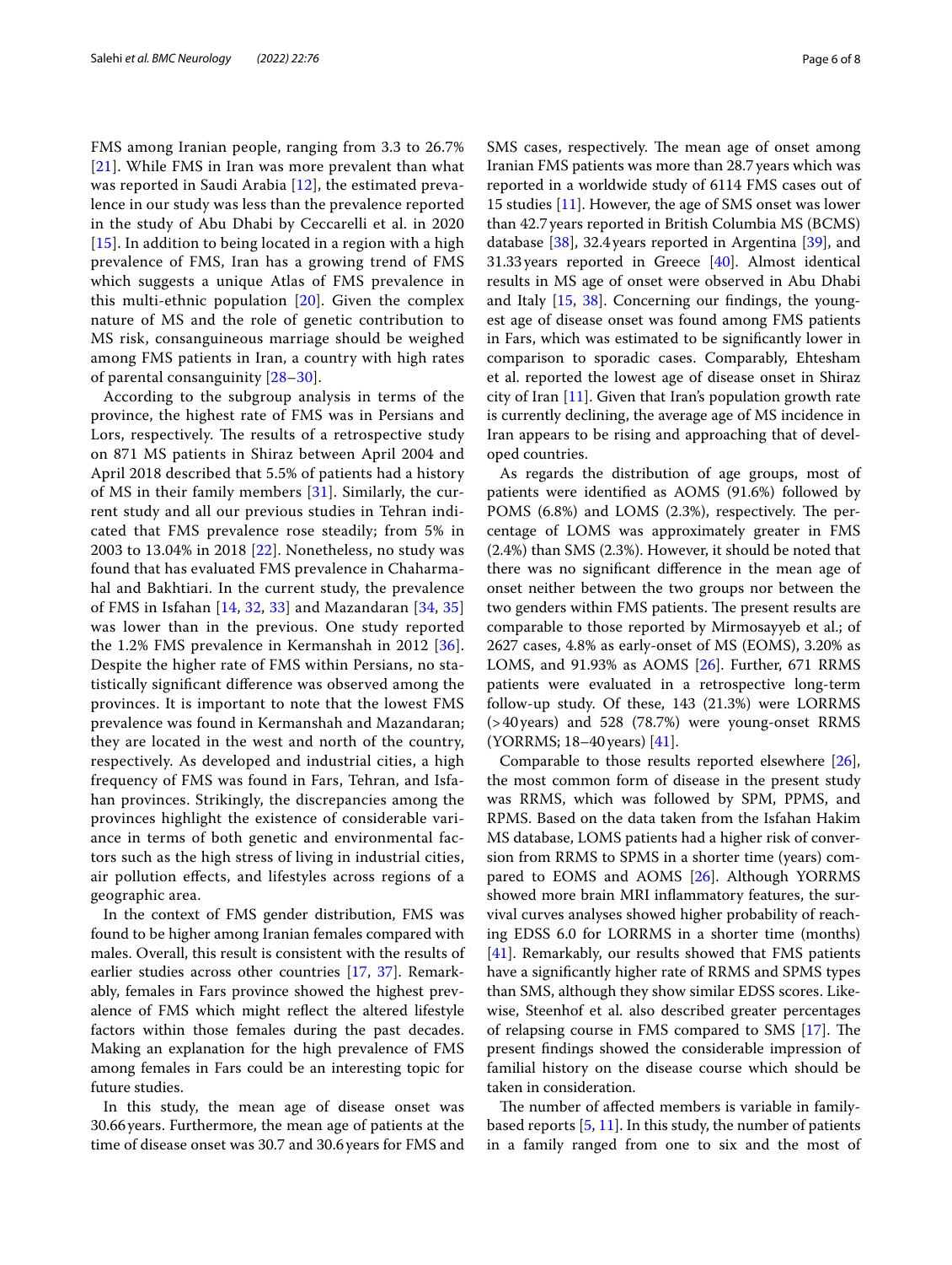FMS among Iranian people, ranging from 3.3 to 26.7% [21]. While FMS in Iran was more prevalent than what was reported in Saudi Arabia [12], the estimated prevalence in our study was less than the prevalence reported in the study of Abu Dhabi by Ceccarelli et al. in 2020 [15]. In addition to being located in a region with a high prevalence of FMS, Iran has a growing trend of FMS which suggests a unique Atlas of FMS prevalence in this multi-ethnic population [20]. Given the complex nature of MS and the role of genetic contribution to MS risk, consanguineous marriage should be weighed among FMS patients in Iran, a country with high rates of parental consanguinity [28–30].

According to the subgroup analysis in terms of the province, the highest rate of FMS was in Persians and Lors, respectively. The results of a retrospective study on 871 MS patients in Shiraz between April 2004 and April 2018 described that 5.5% of patients had a history of MS in their family members [31]. Similarly, the current study and all our previous studies in Tehran indicated that FMS prevalence rose steadily; from 5% in 2003 to 13.04% in 2018 [22]. Nonetheless, no study was found that has evaluated FMS prevalence in Chaharmahal and Bakhtiari. In the current study, the prevalence of FMS in Isfahan [14, 32, 33] and Mazandaran [34, 35] was lower than in the previous. One study reported the 1.2% FMS prevalence in Kermanshah in 2012 [36]. Despite the higher rate of FMS within Persians, no statistically significant difference was observed among the provinces. It is important to note that the lowest FMS prevalence was found in Kermanshah and Mazandaran; they are located in the west and north of the country, respectively. As developed and industrial cities, a high frequency of FMS was found in Fars, Tehran, and Isfahan provinces. Strikingly, the discrepancies among the provinces highlight the existence of considerable variance in terms of both genetic and environmental factors such as the high stress of living in industrial cities, air pollution effects, and lifestyles across regions of a geographic area.

In the context of FMS gender distribution, FMS was found to be higher among Iranian females compared with males. Overall, this result is consistent with the results of earlier studies across other countries [17, 37]. Remarkably, females in Fars province showed the highest prevalence of FMS which might reflect the altered lifestyle factors within those females during the past decades. Making an explanation for the high prevalence of FMS among females in Fars could be an interesting topic for future studies.

In this study, the mean age of disease onset was 30.66 years. Furthermore, the mean age of patients at the time of disease onset was 30.7 and 30.6 years for FMS and SMS cases, respectively. The mean age of onset among Iranian FMS patients was more than 28.7 years which was reported in a worldwide study of 6114 FMS cases out of 15 studies [11]. However, the age of SMS onset was lower than 42.7 years reported in British Columbia MS (BCMS) database [38], 32.4 years reported in Argentina [39], and 31.33 years reported in Greece [40]. Almost identical results in MS age of onset were observed in Abu Dhabi and Italy [15, 38]. Concerning our findings, the youngest age of disease onset was found among FMS patients in Fars, which was estimated to be significantly lower in comparison to sporadic cases. Comparably, Ehtesham et al. reported the lowest age of disease onset in Shiraz city of Iran [11]. Given that Iran's population growth rate is currently declining, the average age of MS incidence in Iran appears to be rising and approaching that of developed countries.

As regards the distribution of age groups, most of patients were identified as AOMS (91.6%) followed by POMS (6.8%) and LOMS (2.3%), respectively. The percentage of LOMS was approximately greater in FMS (2.4%) than SMS (2.3%). However, it should be noted that there was no significant difference in the mean age of onset neither between the two groups nor between the two genders within FMS patients. The present results are comparable to those reported by Mirmosayyeb et al.; of 2627 cases, 4.8% as early-onset of MS (EOMS), 3.20% as LOMS, and 91.93% as AOMS [26]. Further, 671 RRMS patients were evaluated in a retrospective long-term follow-up study. Of these, 143 (21.3%) were LORRMS (>40 years) and 528 (78.7%) were young-onset RRMS (YORRMS; 18–40 years) [41].

Comparable to those results reported elsewhere [26], the most common form of disease in the present study was RRMS, which was followed by SPM, PPMS, and RPMS. Based on the data taken from the Isfahan Hakim MS database, LOMS patients had a higher risk of conversion from RRMS to SPMS in a shorter time (years) compared to EOMS and AOMS [26]. Although YORRMS showed more brain MRI inflammatory features, the survival curves analyses showed higher probability of reaching EDSS 6.0 for LORRMS in a shorter time (months) [41]. Remarkably, our results showed that FMS patients have a significantly higher rate of RRMS and SPMS types than SMS, although they show similar EDSS scores. Likewise, Steenhof et al. also described greater percentages of relapsing course in FMS compared to SMS [17]. The present findings showed the considerable impression of familial history on the disease course which should be taken in consideration.

The number of affected members is variable in family-based reports [5, 11]. In this study, the number of patients in a family ranged from one to six and the most of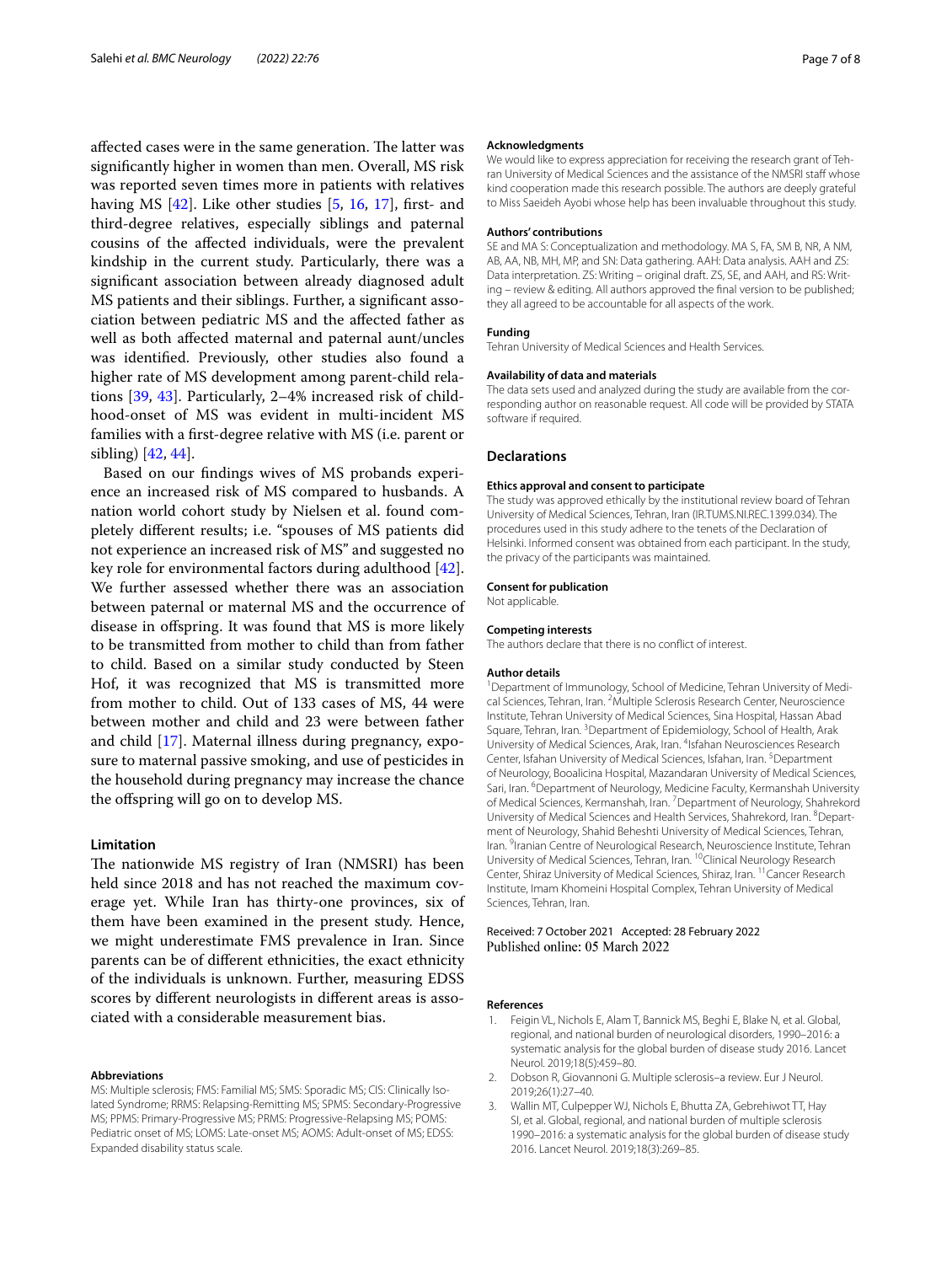affected cases were in the same generation. The latter was significantly higher in women than men. Overall, MS risk was reported seven times more in patients with relatives having MS [42]. Like other studies [5, 16, 17], first- and third-degree relatives, especially siblings and paternal cousins of the affected individuals, were the prevalent kindship in the current study. Particularly, there was a significant association between already diagnosed adult MS patients and their siblings. Further, a significant association between pediatric MS and the affected father as well as both affected maternal and paternal aunt/uncles was identified. Previously, other studies also found a higher rate of MS development among parent-child relations [39, 43]. Particularly, 2–4% increased risk of childhood-onset of MS was evident in multi-incident MS families with a first-degree relative with MS (i.e. parent or sibling) [42, 44].

Based on our findings wives of MS probands experience an increased risk of MS compared to husbands. A nation world cohort study by Nielsen et al. found completely different results; i.e. "spouses of MS patients did not experience an increased risk of MS" and suggested no key role for environmental factors during adulthood [42]. We further assessed whether there was an association between paternal or maternal MS and the occurrence of disease in offspring. It was found that MS is more likely to be transmitted from mother to child than from father to child. Based on a similar study conducted by Steen Hof, it was recognized that MS is transmitted more from mother to child. Out of 133 cases of MS, 44 were between mother and child and 23 were between father and child [17]. Maternal illness during pregnancy, exposure to maternal passive smoking, and use of pesticides in the household during pregnancy may increase the chance the offspring will go on to develop MS.

## Limitation

The nationwide MS registry of Iran (NMSRI) has been held since 2018 and has not reached the maximum coverage yet. While Iran has thirty-one provinces, six of them have been examined in the present study. Hence, we might underestimate FMS prevalence in Iran. Since parents can be of different ethnicities, the exact ethnicity of the individuals is unknown. Further, measuring EDSS scores by different neurologists in different areas is associated with a considerable measurement bias.

### Abbreviations

MS: Multiple sclerosis; FMS: Familial MS; SMS: Sporadic MS; CIS: Clinically Isolated Syndrome; RRMS: Relapsing-Remitting MS; SPMS: Secondary-Progressive MS; PPMS: Primary-Progressive MS; PRMS: Progressive-Relapsing MS; POMS: Pediatric onset of MS; LOMS: Late-onset MS; AOMS: Adult-onset of MS; EDSS: Expanded disability status scale.

### Acknowledgments

We would like to express appreciation for receiving the research grant of Tehran University of Medical Sciences and the assistance of the NMSRI staff whose kind cooperation made this research possible. The authors are deeply grateful to Miss Saeideh Ayobi whose help has been invaluable throughout this study.

### Authors' contributions

SE and MA S: Conceptualization and methodology. MA S, FA, SM B, NR, A NM, AB, AA, NB, MH, MP, and SN: Data gathering. AAH: Data analysis. AAH and ZS: Data interpretation. ZS: Writing – original draft. ZS, SE, and AAH, and RS: Writing – review & editing. All authors approved the final version to be published; they all agreed to be accountable for all aspects of the work.

### Funding

Tehran University of Medical Sciences and Health Services.

### Availability of data and materials

The data sets used and analyzed during the study are available from the corresponding author on reasonable request. All code will be provided by STATA software if required.

## Declarations

### Ethics approval and consent to participate

The study was approved ethically by the institutional review board of Tehran University of Medical Sciences, Tehran, Iran (IR.TUMS.NI.REC.1399.034). The procedures used in this study adhere to the tenets of the Declaration of Helsinki. Informed consent was obtained from each participant. In the study, the privacy of the participants was maintained.

### Consent for publication

Not applicable.

### Competing interests

The authors declare that there is no conflict of interest.

### Author details

[1]Department of Immunology, School of Medicine, Tehran University of Medical Sciences, Tehran, Iran. [2]Multiple Sclerosis Research Center, Neuroscience Institute, Tehran University of Medical Sciences, Sina Hospital, Hassan Abad Square, Tehran, Iran. [3]Department of Epidemiology, School of Health, Arak University of Medical Sciences, Arak, Iran. [4]Isfahan Neurosciences Research Center, Isfahan University of Medical Sciences, Isfahan, Iran. [5]Department of Neurology, Booalicina Hospital, Mazandaran University of Medical Sciences, Sari, Iran. [6]Department of Neurology, Medicine Faculty, Kermanshah University of Medical Sciences, Kermanshah, Iran. [7]Department of Neurology, Shahrekord University of Medical Sciences and Health Services, Shahrekord, Iran. [8]Department of Neurology, Shahid Beheshti University of Medical Sciences, Tehran, Iran. [9]Iranian Centre of Neurological Research, Neuroscience Institute, Tehran University of Medical Sciences, Tehran, Iran. [10]Clinical Neurology Research Center, Shiraz University of Medical Sciences, Shiraz, Iran. [11]Cancer Research Institute, Imam Khomeini Hospital Complex, Tehran University of Medical Sciences, Tehran, Iran.

Received: 7 October 2021 Accepted: 28 February 2022
Published online: 05 March 2022

### References

1. Feigin VL, Nichols E, Alam T, Bannick MS, Beghi E, Blake N, et al. Global, regional, and national burden of neurological disorders, 1990–2016: a systematic analysis for the global burden of disease study 2016. Lancet Neurol. 2019;18(5):459–80.
2. Dobson R, Giovannoni G. Multiple sclerosis–a review. Eur J Neurol. 2019;26(1):27–40.
3. Wallin MT, Culpepper WJ, Nichols E, Bhutta ZA, Gebrehiwot TT, Hay SI, et al. Global, regional, and national burden of multiple sclerosis 1990–2016: a systematic analysis for the global burden of disease study 2016. Lancet Neurol. 2019;18(3):269–85.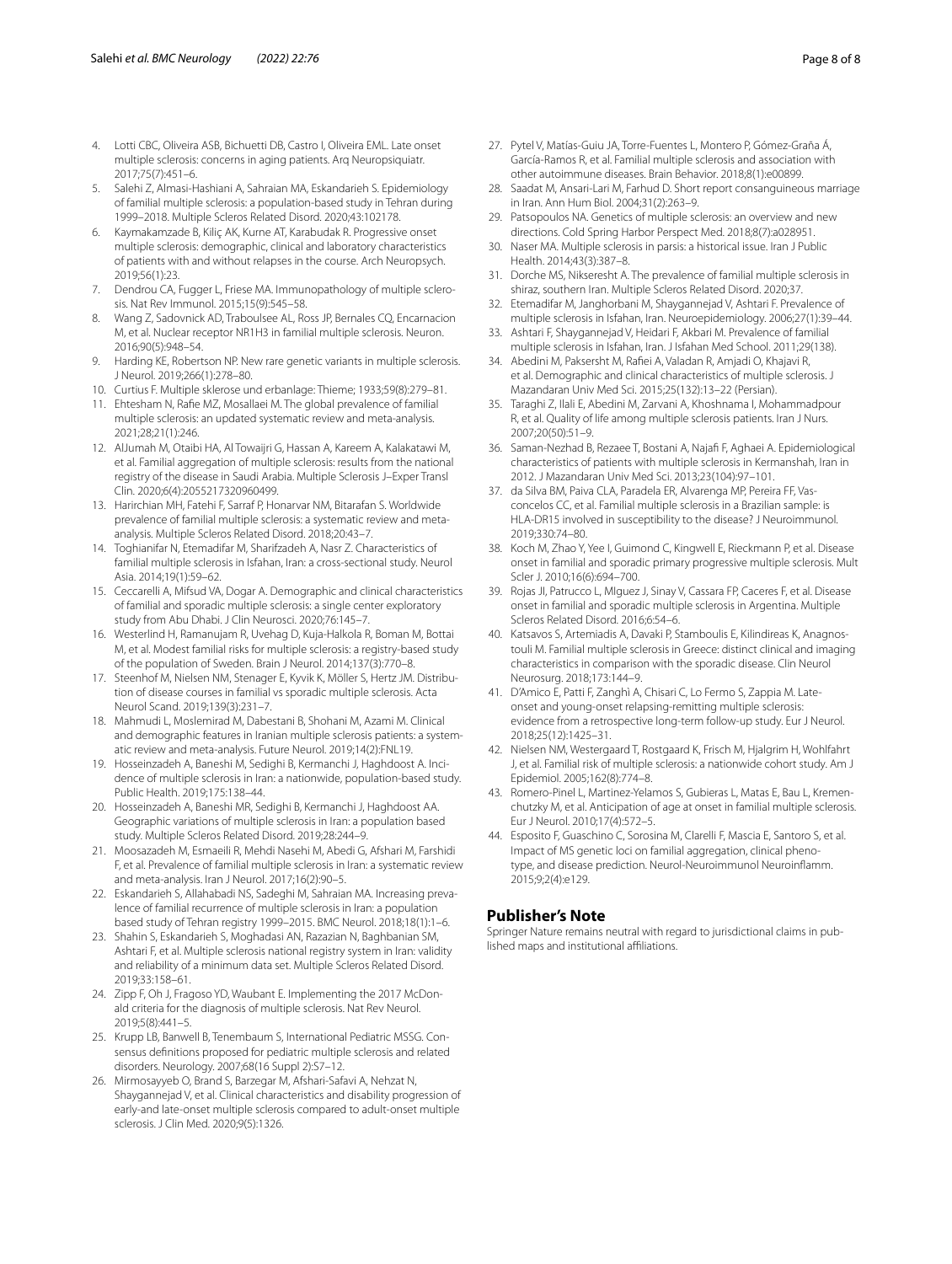4. Lotti CBC, Oliveira ASB, Bichuetti DB, Castro I, Oliveira EML. Late onset multiple sclerosis: concerns in aging patients. Arq Neuropsiquiatr. 2017;75(7):451–6.
5. Salehi Z, Almasi-Hashiani A, Sahraian MA, Eskandarieh S. Epidemiology of familial multiple sclerosis: a population-based study in Tehran during 1999–2018. Multiple Scleros Related Disord. 2020;43:102178.
6. Kaymakamzade B, Kiliç AK, Kurne AT, Karabudak R. Progressive onset multiple sclerosis: demographic, clinical and laboratory characteristics of patients with and without relapses in the course. Arch Neuropsych. 2019;56(1):23.
7. Dendrou CA, Fugger L, Friese MA. Immunopathology of multiple sclerosis. Nat Rev Immunol. 2015;15(9):545–58.
8. Wang Z, Sadovnick AD, Traboulsee AL, Ross JP, Bernales CQ, Encarnacion M, et al. Nuclear receptor NR1H3 in familial multiple sclerosis. Neuron. 2016;90(5):948–54.
9. Harding KE, Robertson NP. New rare genetic variants in multiple sclerosis. J Neurol. 2019;266(1):278–80.
10. Curtius F. Multiple sklerose und erbanlage: Thieme; 1933;59(8):279–81.
11. Ehtesham N, Rafie MZ, Mosallaei M. The global prevalence of familial multiple sclerosis: an updated systematic review and meta-analysis. 2021;28;21(1):246.
12. AlJumah M, Otaibi HA, Al Towaijri G, Hassan A, Kareem A, Kalakatawi M, et al. Familial aggregation of multiple sclerosis: results from the national registry of the disease in Saudi Arabia. Multiple Sclerosis J–Exper Transl Clin. 2020;6(4):2055217320960499.
13. Harirchian MH, Fatehi F, Sarraf P, Honarvar NM, Bitarafan S. Worldwide prevalence of familial multiple sclerosis: a systematic review and meta-analysis. Multiple Scleros Related Disord. 2018;20:43–7.
14. Toghianifar N, Etemadifar M, Sharifzadeh A, Nasr Z. Characteristics of familial multiple sclerosis in Isfahan, Iran: a cross-sectional study. Neurol Asia. 2014;19(1):59–62.
15. Ceccarelli A, Mifsud VA, Dogar A. Demographic and clinical characteristics of familial and sporadic multiple sclerosis: a single center exploratory study from Abu Dhabi. J Clin Neurosci. 2020;76:145–7.
16. Westerlind H, Ramanujam R, Uvehag D, Kuja-Halkola R, Boman M, Bottai M, et al. Modest familial risks for multiple sclerosis: a registry-based study of the population of Sweden. Brain J Neurol. 2014;137(3):770–8.
17. Steenhof M, Nielsen NM, Stenager E, Kyvik K, Möller S, Hertz JM. Distribution of disease courses in familial vs sporadic multiple sclerosis. Acta Neurol Scand. 2019;139(3):231–7.
18. Mahmudi L, Moslemirad M, Dabestani B, Shohani M, Azami M. Clinical and demographic features in Iranian multiple sclerosis patients: a systematic review and meta-analysis. Future Neurol. 2019;14(2):FNL19.
19. Hosseinzadeh A, Baneshi M, Sedighi B, Kermanchi J, Haghdoost A. Incidence of multiple sclerosis in Iran: a nationwide, population-based study. Public Health. 2019;175:138–44.
20. Hosseinzadeh A, Baneshi MR, Sedighi B, Kermanchi J, Haghdoost AA. Geographic variations of multiple sclerosis in Iran: a population based study. Multiple Scleros Related Disord. 2019;28:244–9.
21. Moosazadeh M, Esmaeili R, Mehdi Nasehi M, Abedi G, Afshari M, Farshidi F, et al. Prevalence of familial multiple sclerosis in Iran: a systematic review and meta-analysis. Iran J Neurol. 2017;16(2):90–5.
22. Eskandarieh S, Allahabadi NS, Sadeghi M, Sahraian MA. Increasing prevalence of familial recurrence of multiple sclerosis in Iran: a population based study of Tehran registry 1999–2015. BMC Neurol. 2018;18(1):1–6.
23. Shahin S, Eskandarieh S, Moghadasi AN, Razazian N, Baghbanian SM, Ashtari F, et al. Multiple sclerosis national registry system in Iran: validity and reliability of a minimum data set. Multiple Scleros Related Disord. 2019;33:158–61.
24. Zipp F, Oh J, Fragoso YD, Waubant E. Implementing the 2017 McDonald criteria for the diagnosis of multiple sclerosis. Nat Rev Neurol. 2019;5(8):441–5.
25. Krupp LB, Banwell B, Tenembaum S, International Pediatric MSSG. Consensus definitions proposed for pediatric multiple sclerosis and related disorders. Neurology. 2007;68(16 Suppl 2):S7–12.
26. Mirmosayyeb O, Brand S, Barzegar M, Afshari-Safavi A, Nehzat N, Shaygannejad V, et al. Clinical characteristics and disability progression of early-and late-onset multiple sclerosis compared to adult-onset multiple sclerosis. J Clin Med. 2020;9(5):1326.
27. Pytel V, Matías-Guiu JA, Torre-Fuentes L, Montero P, Gómez-Graña Á, García-Ramos R, et al. Familial multiple sclerosis and association with other autoimmune diseases. Brain Behavior. 2018;8(1):e00899.
28. Saadat M, Ansari-Lari M, Farhud D. Short report consanguineous marriage in Iran. Ann Hum Biol. 2004;31(2):263–9.
29. Patsopoulos NA. Genetics of multiple sclerosis: an overview and new directions. Cold Spring Harbor Perspect Med. 2018;8(7):a028951.
30. Naser MA. Multiple sclerosis in parsis: a historical issue. Iran J Public Health. 2014;43(3):387–8.
31. Dorche MS, Nikseresht A. The prevalence of familial multiple sclerosis in shiraz, southern Iran. Multiple Scleros Related Disord. 2020;37.
32. Etemadifar M, Janghorbani M, Shaygannejad V, Ashtari F. Prevalence of multiple sclerosis in Isfahan, Iran. Neuroepidemiology. 2006;27(1):39–44.
33. Ashtari F, Shaygannejad V, Heidari F, Akbari M. Prevalence of familial multiple sclerosis in Isfahan, Iran. J Isfahan Med School. 2011;29(138).
34. Abedini M, Paksersht M, Rafiei A, Valadan R, Amjadi O, Khajavi R, et al. Demographic and clinical characteristics of multiple sclerosis. J Mazandaran Univ Med Sci. 2015;25(132):13–22 (Persian).
35. Taraghi Z, Ilali E, Abedini M, Zarvani A, Khoshnama I, Mohammadpour R, et al. Quality of life among multiple sclerosis patients. Iran J Nurs. 2007;20(50):51–9.
36. Saman-Nezhad B, Rezaee T, Bostani A, Najafi F, Aghaei A. Epidemiological characteristics of patients with multiple sclerosis in Kermanshah, Iran in 2012. J Mazandaran Univ Med Sci. 2013;23(104):97–101.
37. da Silva BM, Paiva CLA, Paradela ER, Alvarenga MP, Pereira FF, Vasconcelos CC, et al. Familial multiple sclerosis in a Brazilian sample: is HLA-DR15 involved in susceptibility to the disease? J Neuroimmunol. 2019;330:74–80.
38. Koch M, Zhao Y, Yee I, Guimond C, Kingwell E, Rieckmann P, et al. Disease onset in familial and sporadic primary progressive multiple sclerosis. Mult Scler J. 2010;16(6):694–700.
39. Rojas JI, Patrucco L, MIguez J, Sinay V, Cassara FP, Caceres F, et al. Disease onset in familial and sporadic multiple sclerosis in Argentina. Multiple Scleros Related Disord. 2016;6:54–6.
40. Katsavos S, Artemiadis A, Davaki P, Stamboulis E, Kilindireas K, Anagnostouli M. Familial multiple sclerosis in Greece: distinct clinical and imaging characteristics in comparison with the sporadic disease. Clin Neurol Neurosurg. 2018;173:144–9.
41. D'Amico E, Patti F, Zanghì A, Chisari C, Lo Fermo S, Zappia M. Late-onset and young-onset relapsing-remitting multiple sclerosis: evidence from a retrospective long-term follow-up study. Eur J Neurol. 2018;25(12):1425–31.
42. Nielsen NM, Westergaard T, Rostgaard K, Frisch M, Hjalgrim H, Wohlfahrt J, et al. Familial risk of multiple sclerosis: a nationwide cohort study. Am J Epidemiol. 2005;162(8):774–8.
43. Romero-Pinel L, Martinez-Yelamos S, Gubieras L, Matas E, Bau L, Kremenchutzky M, et al. Anticipation of age at onset in familial multiple sclerosis. Eur J Neurol. 2010;17(4):572–5.
44. Esposito F, Guaschino C, Sorosina M, Clarelli F, Mascia E, Santoro S, et al. Impact of MS genetic loci on familial aggregation, clinical phenotype, and disease prediction. Neurol-Neuroimmunol Neuroinflamm. 2015;9;2(4):e129.

## Publisher's Note

Springer Nature remains neutral with regard to jurisdictional claims in published maps and institutional affiliations.